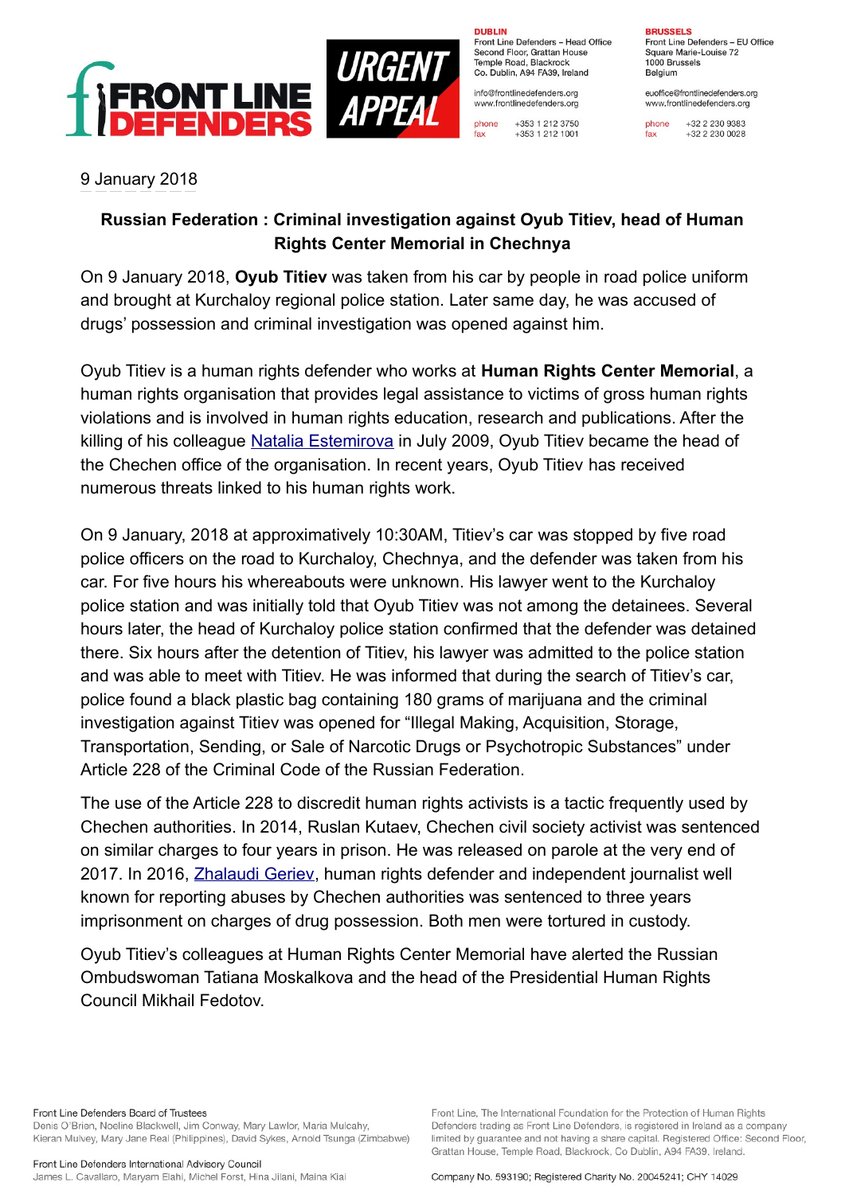FRONT LINE DEFENDERS

URGENT APPEAL

**DUBLIN**
Front Line Defenders – Head Office
Second Floor, Grattan House
Temple Road, Blackrock
Co. Dublin, A94 FA39, Ireland

info@frontlinedefenders.org
www.frontlinedefenders.org

phone +353 1 212 3750
fax +353 1 212 1001

**BRUSSELS**
Front Line Defenders – EU Office
Square Marie-Louise 72
1000 Brussels
Belgium

euoffice@frontlinedefenders.org
www.frontlinedefenders.org

phone +32 2 230 9383
fax +32 2 230 0028

9 January 2018

**Russian Federation : Criminal investigation against Oyub Titiev, head of Human Rights Center Memorial in Chechnya**

On 9 January 2018, **Oyub Titiev** was taken from his car by people in road police uniform and brought at Kurchaloy regional police station. Later same day, he was accused of drugs' possession and criminal investigation was opened against him.

Oyub Titiev is a human rights defender who works at **Human Rights Center Memorial**, a human rights organisation that provides legal assistance to victims of gross human rights violations and is involved in human rights education, research and publications. After the killing of his colleague Natalia Estemirova in July 2009, Oyub Titiev became the head of the Chechen office of the organisation. In recent years, Oyub Titiev has received numerous threats linked to his human rights work.

On 9 January, 2018 at approximatively 10:30AM, Titiev's car was stopped by five road police officers on the road to Kurchaloy, Chechnya, and the defender was taken from his car. For five hours his whereabouts were unknown. His lawyer went to the Kurchaloy police station and was initially told that Oyub Titiev was not among the detainees. Several hours later, the head of Kurchaloy police station confirmed that the defender was detained there. Six hours after the detention of Titiev, his lawyer was admitted to the police station and was able to meet with Titiev. He was informed that during the search of Titiev's car, police found a black plastic bag containing 180 grams of marijuana and the criminal investigation against Titiev was opened for "Illegal Making, Acquisition, Storage, Transportation, Sending, or Sale of Narcotic Drugs or Psychotropic Substances" under Article 228 of the Criminal Code of the Russian Federation.

The use of the Article 228 to discredit human rights activists is a tactic frequently used by Chechen authorities. In 2014, Ruslan Kutaev, Chechen civil society activist was sentenced on similar charges to four years in prison. He was released on parole at the very end of 2017. In 2016, Zhalaudi Geriev, human rights defender and independent journalist well known for reporting abuses by Chechen authorities was sentenced to three years imprisonment on charges of drug possession. Both men were tortured in custody.

Oyub Titiev's colleagues at Human Rights Center Memorial have alerted the Russian Ombudswoman Tatiana Moskalkova and the head of the Presidential Human Rights Council Mikhail Fedotov.

Front Line Defenders Board of Trustees
Denis O'Brien, Noeline Blackwell, Jim Conway, Mary Lawlor, Maria Mulcahy, Kieran Mulvey, Mary Jane Real (Philippines), David Sykes, Arnold Tsunga (Zimbabwe)

Front Line Defenders International Advisory Council
James L. Cavallaro, Maryam Elahi, Michel Forst, Hina Jilani, Maina Kiai

Front Line, The International Foundation for the Protection of Human Rights Defenders trading as Front Line Defenders, is registered in Ireland as a company limited by guarantee and not having a share capital. Registered Office: Second Floor, Grattan House, Temple Road, Blackrock, Co Dublin, A94 FA39, Ireland.

Company No. 593190; Registered Charity No. 20045241; CHY 14029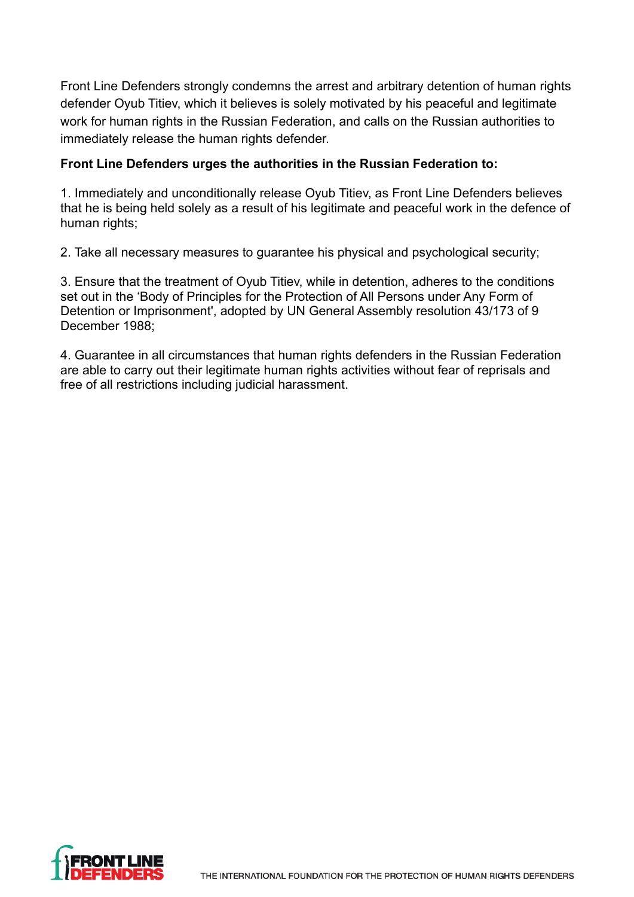Front Line Defenders strongly condemns the arrest and arbitrary detention of human rights defender Oyub Titiev, which it believes is solely motivated by his peaceful and legitimate work for human rights in the Russian Federation, and calls on the Russian authorities to immediately release the human rights defender.

**Front Line Defenders urges the authorities in the Russian Federation to:**

1. Immediately and unconditionally release Oyub Titiev, as Front Line Defenders believes that he is being held solely as a result of his legitimate and peaceful work in the defence of human rights;

2. Take all necessary measures to guarantee his physical and psychological security;

3. Ensure that the treatment of Oyub Titiev, while in detention, adheres to the conditions set out in the 'Body of Principles for the Protection of All Persons under Any Form of Detention or Imprisonment', adopted by UN General Assembly resolution 43/173 of 9 December 1988;

4. Guarantee in all circumstances that human rights defenders in the Russian Federation are able to carry out their legitimate human rights activities without fear of reprisals and free of all restrictions including judicial harassment.